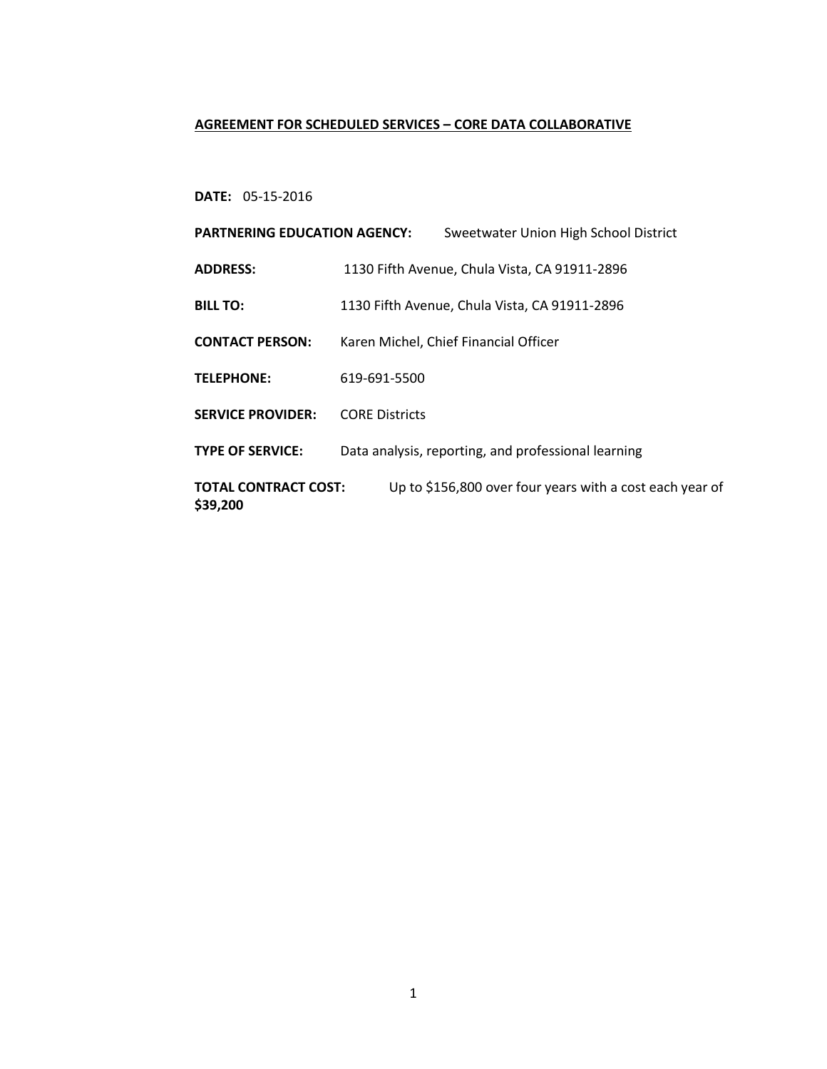**AGREEMENT FOR SCHEDULED SERVICES – CORE DATA COLLABORATIVE**

**DATE:** 05-15-2016

**PARTNERING EDUCATION AGENCY:** Sweetwater Union High School District

**ADDRESS:** 1130 Fifth Avenue, Chula Vista, CA 91911-2896

**BILL TO:** 1130 Fifth Avenue, Chula Vista, CA 91911-2896

**CONTACT PERSON:** Karen Michel, Chief Financial Officer

**TELEPHONE:** 619-691-5500

**SERVICE PROVIDER:** CORE Districts

**TYPE OF SERVICE:** Data analysis, reporting, and professional learning

**TOTAL CONTRACT COST:** Up to $156,800 over four years with a cost each year of **$39,200**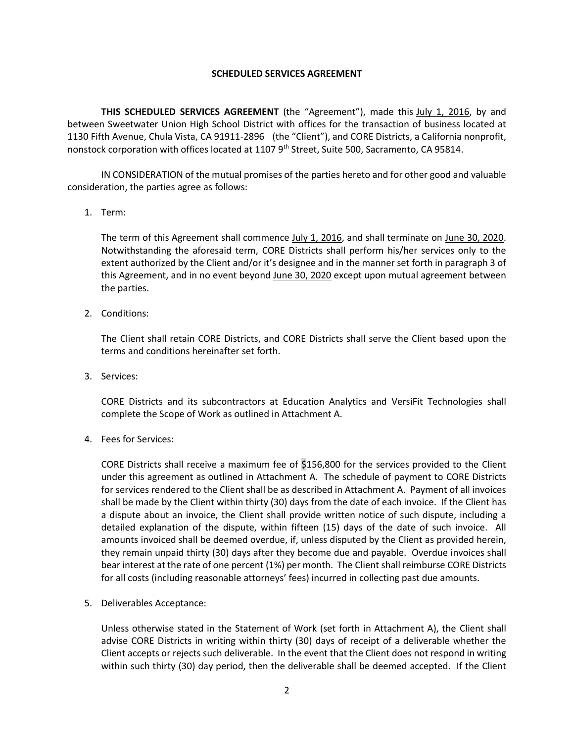**SCHEDULED SERVICES AGREEMENT**

**THIS SCHEDULED SERVICES AGREEMENT** (the "Agreement"), made this July 1, 2016, by and between Sweetwater Union High School District with offices for the transaction of business located at 1130 Fifth Avenue, Chula Vista, CA 91911-2896 (the "Client"), and CORE Districts, a California nonprofit, nonstock corporation with offices located at 1107 9th Street, Suite 500, Sacramento, CA 95814.

IN CONSIDERATION of the mutual promises of the parties hereto and for other good and valuable consideration, the parties agree as follows:

1. Term:

   The term of this Agreement shall commence July 1, 2016, and shall terminate on June 30, 2020. Notwithstanding the aforesaid term, CORE Districts shall perform his/her services only to the extent authorized by the Client and/or it's designee and in the manner set forth in paragraph 3 of this Agreement, and in no event beyond June 30, 2020 except upon mutual agreement between the parties.

2. Conditions:

   The Client shall retain CORE Districts, and CORE Districts shall serve the Client based upon the terms and conditions hereinafter set forth.

3. Services:

   CORE Districts and its subcontractors at Education Analytics and VersiFit Technologies shall complete the Scope of Work as outlined in Attachment A.

4. Fees for Services:

   CORE Districts shall receive a maximum fee of $156,800 for the services provided to the Client under this agreement as outlined in Attachment A. The schedule of payment to CORE Districts for services rendered to the Client shall be as described in Attachment A. Payment of all invoices shall be made by the Client within thirty (30) days from the date of each invoice. If the Client has a dispute about an invoice, the Client shall provide written notice of such dispute, including a detailed explanation of the dispute, within fifteen (15) days of the date of such invoice. All amounts invoiced shall be deemed overdue, if, unless disputed by the Client as provided herein, they remain unpaid thirty (30) days after they become due and payable. Overdue invoices shall bear interest at the rate of one percent (1%) per month. The Client shall reimburse CORE Districts for all costs (including reasonable attorneys' fees) incurred in collecting past due amounts.

5. Deliverables Acceptance:

   Unless otherwise stated in the Statement of Work (set forth in Attachment A), the Client shall advise CORE Districts in writing within thirty (30) days of receipt of a deliverable whether the Client accepts or rejects such deliverable. In the event that the Client does not respond in writing within such thirty (30) day period, then the deliverable shall be deemed accepted. If the Client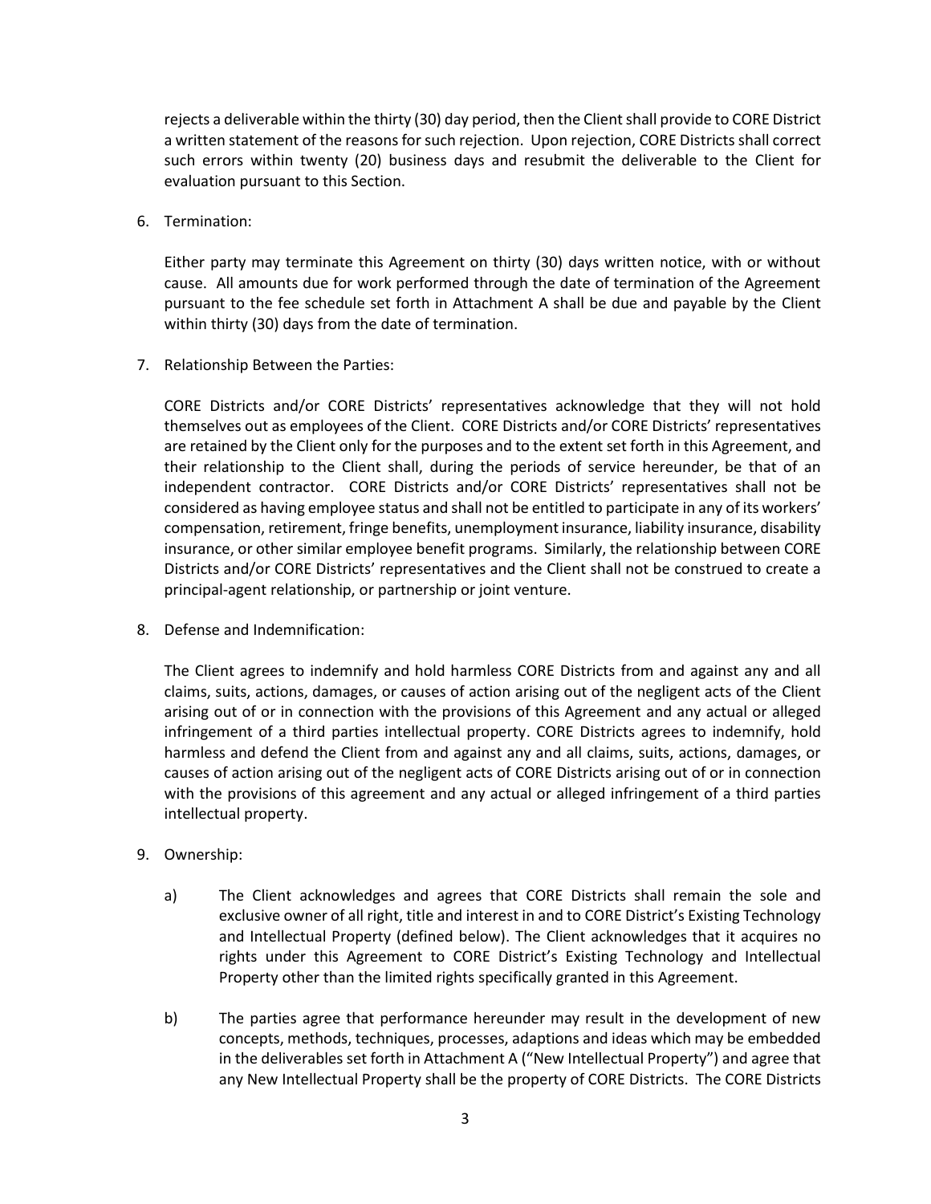rejects a deliverable within the thirty (30) day period, then the Client shall provide to CORE District a written statement of the reasons for such rejection. Upon rejection, CORE Districts shall correct such errors within twenty (20) business days and resubmit the deliverable to the Client for evaluation pursuant to this Section.

6. Termination:

   Either party may terminate this Agreement on thirty (30) days written notice, with or without cause. All amounts due for work performed through the date of termination of the Agreement pursuant to the fee schedule set forth in Attachment A shall be due and payable by the Client within thirty (30) days from the date of termination.

7. Relationship Between the Parties:

   CORE Districts and/or CORE Districts' representatives acknowledge that they will not hold themselves out as employees of the Client. CORE Districts and/or CORE Districts' representatives are retained by the Client only for the purposes and to the extent set forth in this Agreement, and their relationship to the Client shall, during the periods of service hereunder, be that of an independent contractor. CORE Districts and/or CORE Districts' representatives shall not be considered as having employee status and shall not be entitled to participate in any of its workers' compensation, retirement, fringe benefits, unemployment insurance, liability insurance, disability insurance, or other similar employee benefit programs. Similarly, the relationship between CORE Districts and/or CORE Districts' representatives and the Client shall not be construed to create a principal-agent relationship, or partnership or joint venture.

8. Defense and Indemnification:

   The Client agrees to indemnify and hold harmless CORE Districts from and against any and all claims, suits, actions, damages, or causes of action arising out of the negligent acts of the Client arising out of or in connection with the provisions of this Agreement and any actual or alleged infringement of a third parties intellectual property. CORE Districts agrees to indemnify, hold harmless and defend the Client from and against any and all claims, suits, actions, damages, or causes of action arising out of the negligent acts of CORE Districts arising out of or in connection with the provisions of this agreement and any actual or alleged infringement of a third parties intellectual property.

9. Ownership:

   a) The Client acknowledges and agrees that CORE Districts shall remain the sole and exclusive owner of all right, title and interest in and to CORE District's Existing Technology and Intellectual Property (defined below). The Client acknowledges that it acquires no rights under this Agreement to CORE District's Existing Technology and Intellectual Property other than the limited rights specifically granted in this Agreement.

   b) The parties agree that performance hereunder may result in the development of new concepts, methods, techniques, processes, adaptions and ideas which may be embedded in the deliverables set forth in Attachment A ("New Intellectual Property") and agree that any New Intellectual Property shall be the property of CORE Districts. The CORE Districts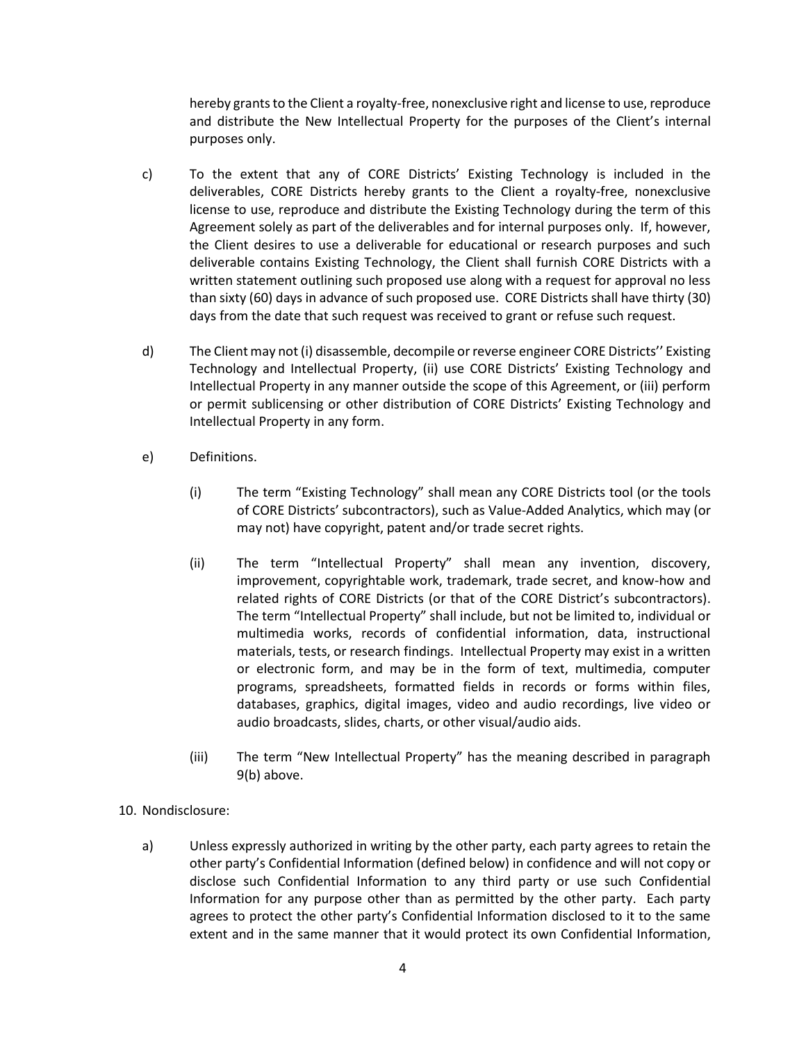hereby grants to the Client a royalty-free, nonexclusive right and license to use, reproduce and distribute the New Intellectual Property for the purposes of the Client's internal purposes only.

c) To the extent that any of CORE Districts' Existing Technology is included in the deliverables, CORE Districts hereby grants to the Client a royalty-free, nonexclusive license to use, reproduce and distribute the Existing Technology during the term of this Agreement solely as part of the deliverables and for internal purposes only. If, however, the Client desires to use a deliverable for educational or research purposes and such deliverable contains Existing Technology, the Client shall furnish CORE Districts with a written statement outlining such proposed use along with a request for approval no less than sixty (60) days in advance of such proposed use. CORE Districts shall have thirty (30) days from the date that such request was received to grant or refuse such request.

d) The Client may not (i) disassemble, decompile or reverse engineer CORE Districts'' Existing Technology and Intellectual Property, (ii) use CORE Districts' Existing Technology and Intellectual Property in any manner outside the scope of this Agreement, or (iii) perform or permit sublicensing or other distribution of CORE Districts' Existing Technology and Intellectual Property in any form.

e) Definitions.

(i) The term "Existing Technology" shall mean any CORE Districts tool (or the tools of CORE Districts' subcontractors), such as Value-Added Analytics, which may (or may not) have copyright, patent and/or trade secret rights.

(ii) The term "Intellectual Property" shall mean any invention, discovery, improvement, copyrightable work, trademark, trade secret, and know-how and related rights of CORE Districts (or that of the CORE District's subcontractors). The term "Intellectual Property" shall include, but not be limited to, individual or multimedia works, records of confidential information, data, instructional materials, tests, or research findings. Intellectual Property may exist in a written or electronic form, and may be in the form of text, multimedia, computer programs, spreadsheets, formatted fields in records or forms within files, databases, graphics, digital images, video and audio recordings, live video or audio broadcasts, slides, charts, or other visual/audio aids.

(iii) The term "New Intellectual Property" has the meaning described in paragraph 9(b) above.

10. Nondisclosure:

a) Unless expressly authorized in writing by the other party, each party agrees to retain the other party's Confidential Information (defined below) in confidence and will not copy or disclose such Confidential Information to any third party or use such Confidential Information for any purpose other than as permitted by the other party. Each party agrees to protect the other party's Confidential Information disclosed to it to the same extent and in the same manner that it would protect its own Confidential Information,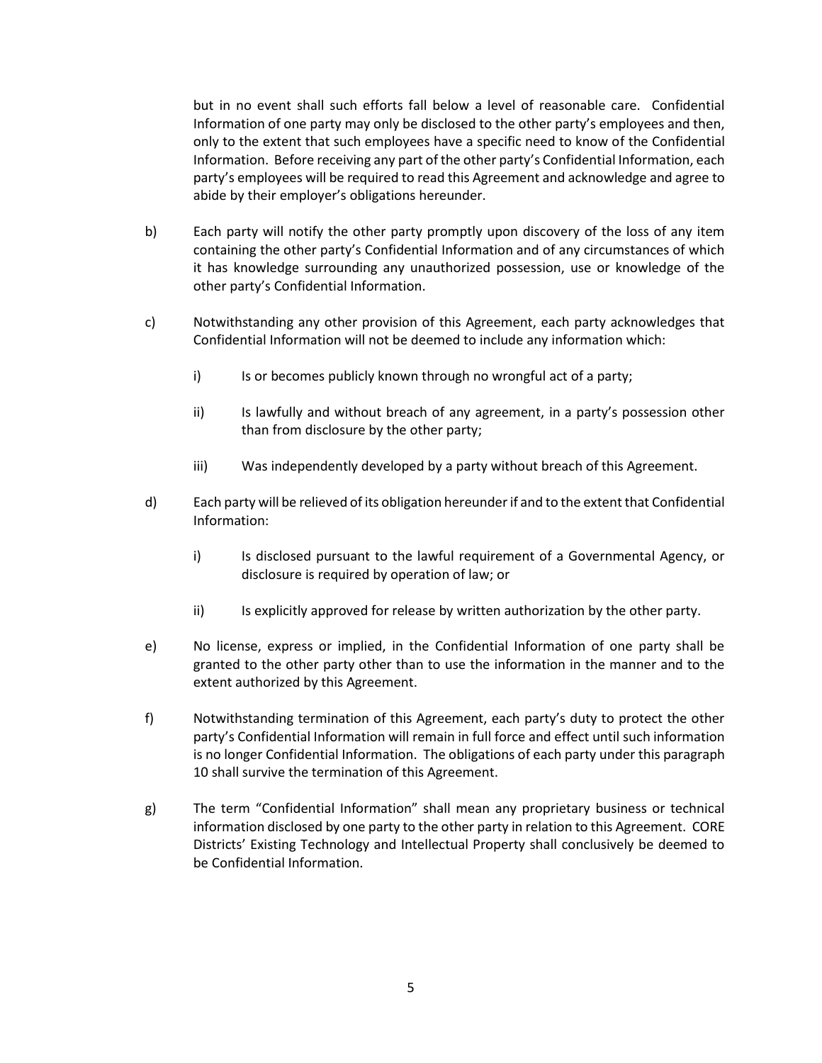but in no event shall such efforts fall below a level of reasonable care. Confidential Information of one party may only be disclosed to the other party's employees and then, only to the extent that such employees have a specific need to know of the Confidential Information. Before receiving any part of the other party's Confidential Information, each party's employees will be required to read this Agreement and acknowledge and agree to abide by their employer's obligations hereunder.

b) Each party will notify the other party promptly upon discovery of the loss of any item containing the other party's Confidential Information and of any circumstances of which it has knowledge surrounding any unauthorized possession, use or knowledge of the other party's Confidential Information.

c) Notwithstanding any other provision of this Agreement, each party acknowledges that Confidential Information will not be deemed to include any information which:

   i) Is or becomes publicly known through no wrongful act of a party;

   ii) Is lawfully and without breach of any agreement, in a party's possession other than from disclosure by the other party;

   iii) Was independently developed by a party without breach of this Agreement.

d) Each party will be relieved of its obligation hereunder if and to the extent that Confidential Information:

   i) Is disclosed pursuant to the lawful requirement of a Governmental Agency, or disclosure is required by operation of law; or

   ii) Is explicitly approved for release by written authorization by the other party.

e) No license, express or implied, in the Confidential Information of one party shall be granted to the other party other than to use the information in the manner and to the extent authorized by this Agreement.

f) Notwithstanding termination of this Agreement, each party's duty to protect the other party's Confidential Information will remain in full force and effect until such information is no longer Confidential Information. The obligations of each party under this paragraph 10 shall survive the termination of this Agreement.

g) The term "Confidential Information" shall mean any proprietary business or technical information disclosed by one party to the other party in relation to this Agreement. CORE Districts' Existing Technology and Intellectual Property shall conclusively be deemed to be Confidential Information.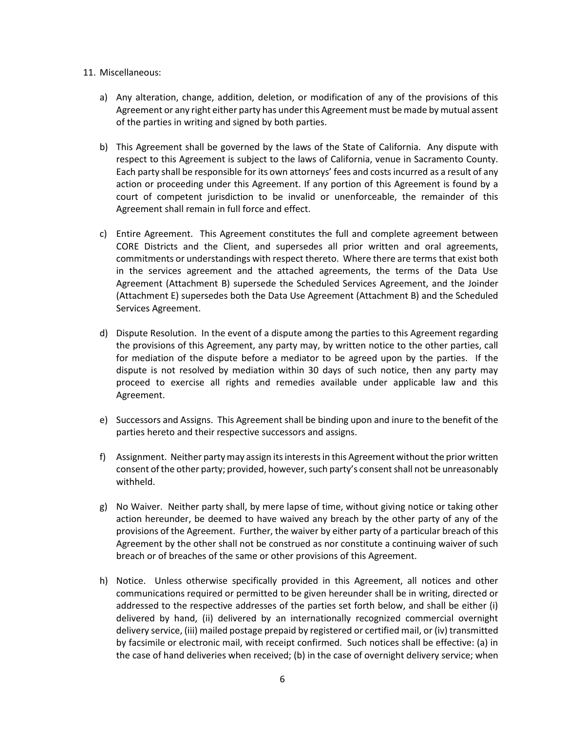11. Miscellaneous:

   a) Any alteration, change, addition, deletion, or modification of any of the provisions of this Agreement or any right either party has under this Agreement must be made by mutual assent of the parties in writing and signed by both parties.

   b) This Agreement shall be governed by the laws of the State of California. Any dispute with respect to this Agreement is subject to the laws of California, venue in Sacramento County. Each party shall be responsible for its own attorneys' fees and costs incurred as a result of any action or proceeding under this Agreement. If any portion of this Agreement is found by a court of competent jurisdiction to be invalid or unenforceable, the remainder of this Agreement shall remain in full force and effect.

   c) Entire Agreement. This Agreement constitutes the full and complete agreement between CORE Districts and the Client, and supersedes all prior written and oral agreements, commitments or understandings with respect thereto. Where there are terms that exist both in the services agreement and the attached agreements, the terms of the Data Use Agreement (Attachment B) supersede the Scheduled Services Agreement, and the Joinder (Attachment E) supersedes both the Data Use Agreement (Attachment B) and the Scheduled Services Agreement.

   d) Dispute Resolution. In the event of a dispute among the parties to this Agreement regarding the provisions of this Agreement, any party may, by written notice to the other parties, call for mediation of the dispute before a mediator to be agreed upon by the parties. If the dispute is not resolved by mediation within 30 days of such notice, then any party may proceed to exercise all rights and remedies available under applicable law and this Agreement.

   e) Successors and Assigns. This Agreement shall be binding upon and inure to the benefit of the parties hereto and their respective successors and assigns.

   f) Assignment. Neither party may assign its interests in this Agreement without the prior written consent of the other party; provided, however, such party's consent shall not be unreasonably withheld.

   g) No Waiver. Neither party shall, by mere lapse of time, without giving notice or taking other action hereunder, be deemed to have waived any breach by the other party of any of the provisions of the Agreement. Further, the waiver by either party of a particular breach of this Agreement by the other shall not be construed as nor constitute a continuing waiver of such breach or of breaches of the same or other provisions of this Agreement.

   h) Notice. Unless otherwise specifically provided in this Agreement, all notices and other communications required or permitted to be given hereunder shall be in writing, directed or addressed to the respective addresses of the parties set forth below, and shall be either (i) delivered by hand, (ii) delivered by an internationally recognized commercial overnight delivery service, (iii) mailed postage prepaid by registered or certified mail, or (iv) transmitted by facsimile or electronic mail, with receipt confirmed. Such notices shall be effective: (a) in the case of hand deliveries when received; (b) in the case of overnight delivery service; when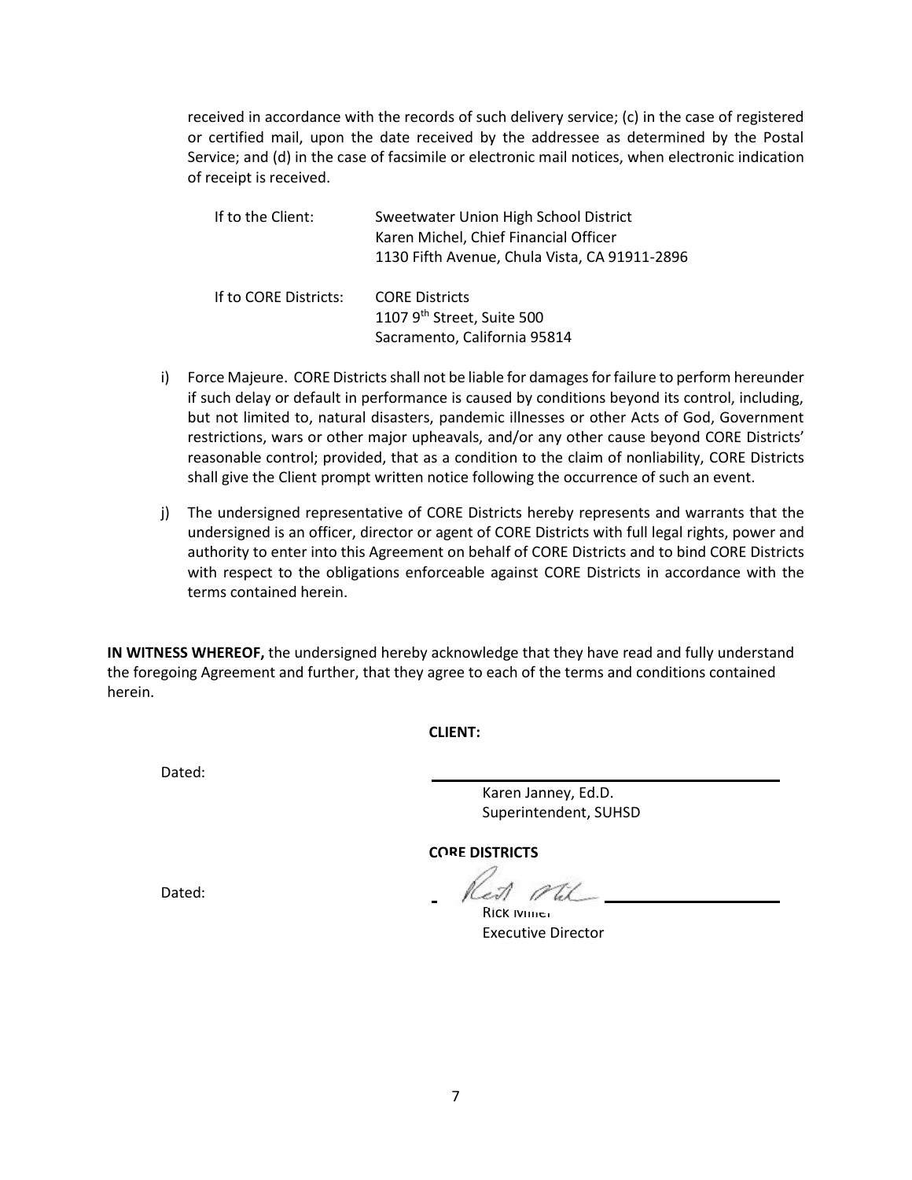received in accordance with the records of such delivery service; (c) in the case of registered or certified mail, upon the date received by the addressee as determined by the Postal Service; and (d) in the case of facsimile or electronic mail notices, when electronic indication of receipt is received.

| If to the Client: | Sweetwater Union High School District<br>Karen Michel, Chief Financial Officer<br>1130 Fifth Avenue, Chula Vista, CA 91911-2896 |
|---|---|
| If to CORE Districts: | CORE Districts<br>1107 9th Street, Suite 500<br>Sacramento, California 95814 |

i) Force Majeure. CORE Districts shall not be liable for damages for failure to perform hereunder if such delay or default in performance is caused by conditions beyond its control, including, but not limited to, natural disasters, pandemic illnesses or other Acts of God, Government restrictions, wars or other major upheavals, and/or any other cause beyond CORE Districts' reasonable control; provided, that as a condition to the claim of nonliability, CORE Districts shall give the Client prompt written notice following the occurrence of such an event.

j) The undersigned representative of CORE Districts hereby represents and warrants that the undersigned is an officer, director or agent of CORE Districts with full legal rights, power and authority to enter into this Agreement on behalf of CORE Districts and to bind CORE Districts with respect to the obligations enforceable against CORE Districts in accordance with the terms contained herein.

**IN WITNESS WHEREOF,** the undersigned hereby acknowledge that they have read and fully understand the foregoing Agreement and further, that they agree to each of the terms and conditions contained herein.

**CLIENT:**

Dated: ______________________________

Karen Janney, Ed.D.
Superintendent, SUHSD

**CORE DISTRICTS**

Dated: ______________________________

Rick Miller
Executive Director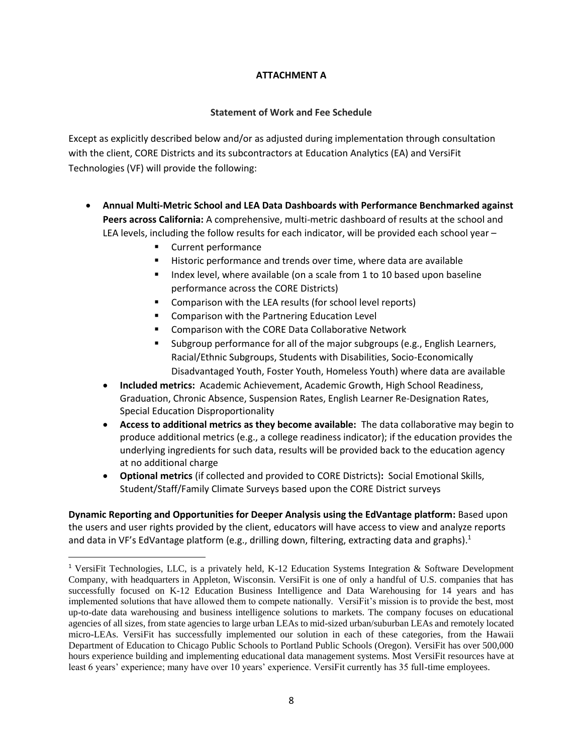**ATTACHMENT A**

**Statement of Work and Fee Schedule**

Except as explicitly described below and/or as adjusted during implementation through consultation with the client, CORE Districts and its subcontractors at Education Analytics (EA) and VersiFit Technologies (VF) will provide the following:

- **Annual Multi-Metric School and LEA Data Dashboards with Performance Benchmarked against Peers across California:** A comprehensive, multi-metric dashboard of results at the school and LEA levels, including the follow results for each indicator, will be provided each school year –
  - Current performance
  - Historic performance and trends over time, where data are available
  - Index level, where available (on a scale from 1 to 10 based upon baseline performance across the CORE Districts)
  - Comparison with the LEA results (for school level reports)
  - Comparison with the Partnering Education Level
  - Comparison with the CORE Data Collaborative Network
  - Subgroup performance for all of the major subgroups (e.g., English Learners, Racial/Ethnic Subgroups, Students with Disabilities, Socio-Economically Disadvantaged Youth, Foster Youth, Homeless Youth) where data are available
  - **Included metrics:** Academic Achievement, Academic Growth, High School Readiness, Graduation, Chronic Absence, Suspension Rates, English Learner Re-Designation Rates, Special Education Disproportionality
  - **Access to additional metrics as they become available:** The data collaborative may begin to produce additional metrics (e.g., a college readiness indicator); if the education provides the underlying ingredients for such data, results will be provided back to the education agency at no additional charge
  - **Optional metrics** (if collected and provided to CORE Districts)**:** Social Emotional Skills, Student/Staff/Family Climate Surveys based upon the CORE District surveys

**Dynamic Reporting and Opportunities for Deeper Analysis using the EdVantage platform:** Based upon the users and user rights provided by the client, educators will have access to view and analyze reports and data in VF's EdVantage platform (e.g., drilling down, filtering, extracting data and graphs).[1]

[1] VersiFit Technologies, LLC, is a privately held, K-12 Education Systems Integration & Software Development Company, with headquarters in Appleton, Wisconsin. VersiFit is one of only a handful of U.S. companies that has successfully focused on K-12 Education Business Intelligence and Data Warehousing for 14 years and has implemented solutions that have allowed them to compete nationally. VersiFit's mission is to provide the best, most up-to-date data warehousing and business intelligence solutions to markets. The company focuses on educational agencies of all sizes, from state agencies to large urban LEAs to mid-sized urban/suburban LEAs and remotely located micro-LEAs. VersiFit has successfully implemented our solution in each of these categories, from the Hawaii Department of Education to Chicago Public Schools to Portland Public Schools (Oregon). VersiFit has over 500,000 hours experience building and implementing educational data management systems. Most VersiFit resources have at least 6 years' experience; many have over 10 years' experience. VersiFit currently has 35 full-time employees.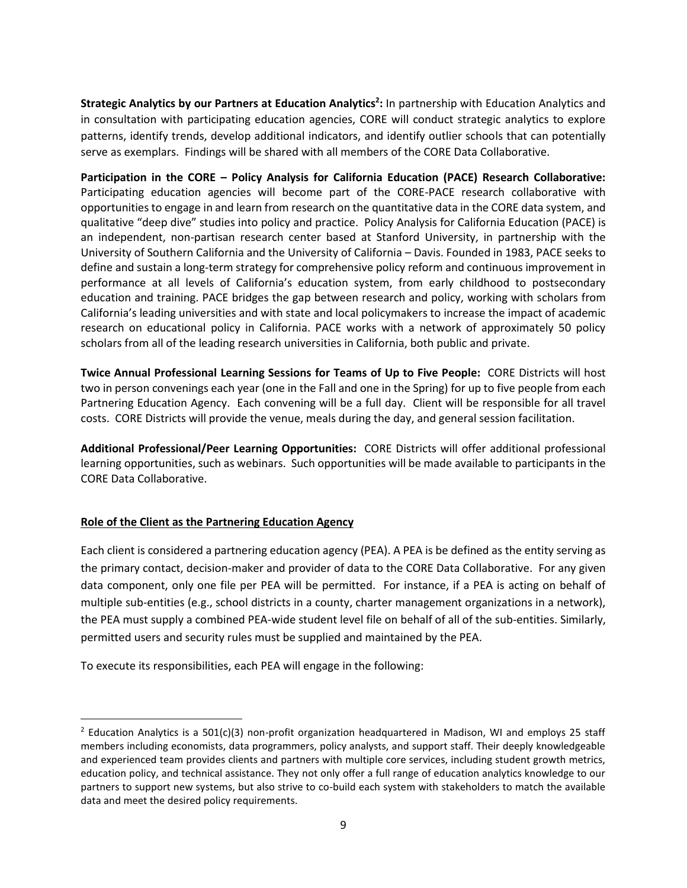**Strategic Analytics by our Partners at Education Analytics[2]:** In partnership with Education Analytics and in consultation with participating education agencies, CORE will conduct strategic analytics to explore patterns, identify trends, develop additional indicators, and identify outlier schools that can potentially serve as exemplars. Findings will be shared with all members of the CORE Data Collaborative.

**Participation in the CORE – Policy Analysis for California Education (PACE) Research Collaborative:** Participating education agencies will become part of the CORE-PACE research collaborative with opportunities to engage in and learn from research on the quantitative data in the CORE data system, and qualitative "deep dive" studies into policy and practice. Policy Analysis for California Education (PACE) is an independent, non-partisan research center based at Stanford University, in partnership with the University of Southern California and the University of California – Davis. Founded in 1983, PACE seeks to define and sustain a long-term strategy for comprehensive policy reform and continuous improvement in performance at all levels of California's education system, from early childhood to postsecondary education and training. PACE bridges the gap between research and policy, working with scholars from California's leading universities and with state and local policymakers to increase the impact of academic research on educational policy in California. PACE works with a network of approximately 50 policy scholars from all of the leading research universities in California, both public and private.

**Twice Annual Professional Learning Sessions for Teams of Up to Five People:** CORE Districts will host two in person convenings each year (one in the Fall and one in the Spring) for up to five people from each Partnering Education Agency. Each convening will be a full day. Client will be responsible for all travel costs. CORE Districts will provide the venue, meals during the day, and general session facilitation.

**Additional Professional/Peer Learning Opportunities:** CORE Districts will offer additional professional learning opportunities, such as webinars. Such opportunities will be made available to participants in the CORE Data Collaborative.

<u>**Role of the Client as the Partnering Education Agency**</u>

Each client is considered a partnering education agency (PEA). A PEA is be defined as the entity serving as the primary contact, decision-maker and provider of data to the CORE Data Collaborative. For any given data component, only one file per PEA will be permitted. For instance, if a PEA is acting on behalf of multiple sub-entities (e.g., school districts in a county, charter management organizations in a network), the PEA must supply a combined PEA-wide student level file on behalf of all of the sub-entities. Similarly, permitted users and security rules must be supplied and maintained by the PEA.

To execute its responsibilities, each PEA will engage in the following:

---

[2] Education Analytics is a 501(c)(3) non-profit organization headquartered in Madison, WI and employs 25 staff members including economists, data programmers, policy analysts, and support staff. Their deeply knowledgeable and experienced team provides clients and partners with multiple core services, including student growth metrics, education policy, and technical assistance. They not only offer a full range of education analytics knowledge to our partners to support new systems, but also strive to co-build each system with stakeholders to match the available data and meet the desired policy requirements.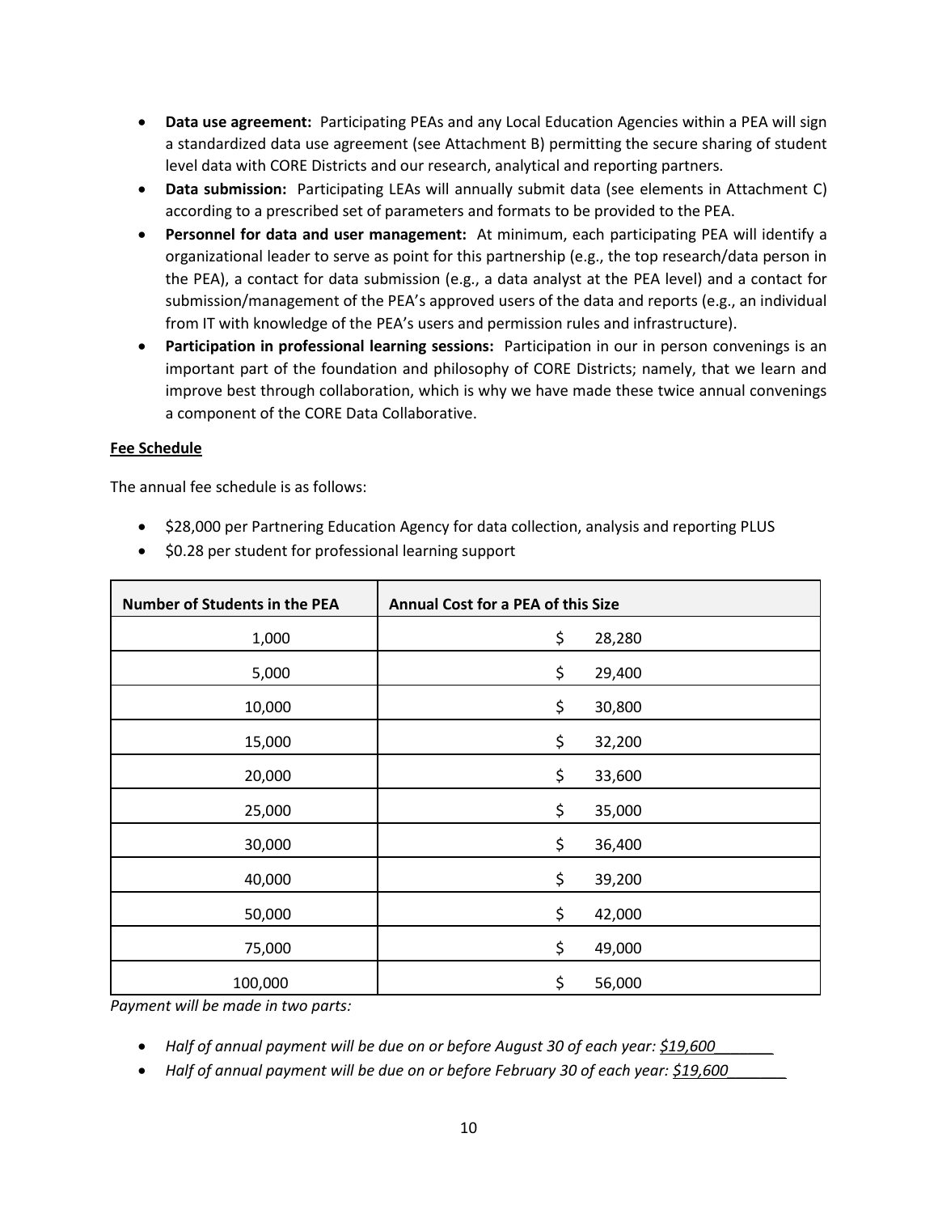- **Data use agreement:** Participating PEAs and any Local Education Agencies within a PEA will sign a standardized data use agreement (see Attachment B) permitting the secure sharing of student level data with CORE Districts and our research, analytical and reporting partners.
- **Data submission:** Participating LEAs will annually submit data (see elements in Attachment C) according to a prescribed set of parameters and formats to be provided to the PEA.
- **Personnel for data and user management:** At minimum, each participating PEA will identify a organizational leader to serve as point for this partnership (e.g., the top research/data person in the PEA), a contact for data submission (e.g., a data analyst at the PEA level) and a contact for submission/management of the PEA's approved users of the data and reports (e.g., an individual from IT with knowledge of the PEA's users and permission rules and infrastructure).
- **Participation in professional learning sessions:** Participation in our in person convenings is an important part of the foundation and philosophy of CORE Districts; namely, that we learn and improve best through collaboration, which is why we have made these twice annual convenings a component of the CORE Data Collaborative.

**Fee Schedule**

The annual fee schedule is as follows:

- $28,000 per Partnering Education Agency for data collection, analysis and reporting PLUS
- $0.28 per student for professional learning support

| Number of Students in the PEA | Annual Cost for a PEA of this Size |
|---|---|
| 1,000 | $ 28,280 |
| 5,000 | $ 29,400 |
| 10,000 | $ 30,800 |
| 15,000 | $ 32,200 |
| 20,000 | $ 33,600 |
| 25,000 | $ 35,000 |
| 30,000 | $ 36,400 |
| 40,000 | $ 39,200 |
| 50,000 | $ 42,000 |
| 75,000 | $ 49,000 |
| 100,000 | $ 56,000 |

*Payment will be made in two parts:*

- *Half of annual payment will be due on or before August 30 of each year: $19,600_______*
- *Half of annual payment will be due on or before February 30 of each year: $19,600_______*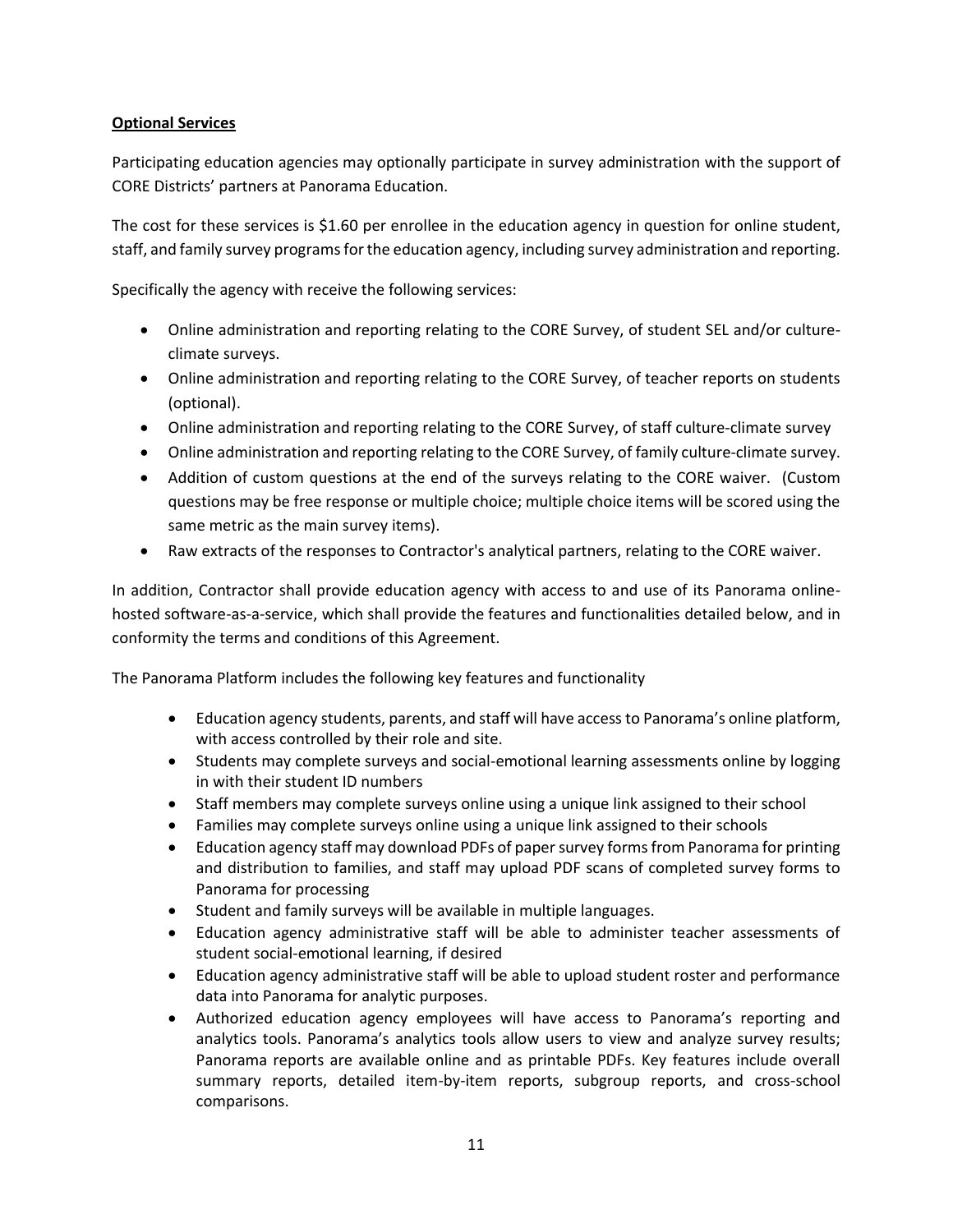**Optional Services**

Participating education agencies may optionally participate in survey administration with the support of CORE Districts' partners at Panorama Education.

The cost for these services is $1.60 per enrollee in the education agency in question for online student, staff, and family survey programs for the education agency, including survey administration and reporting.

Specifically the agency with receive the following services:

- Online administration and reporting relating to the CORE Survey, of student SEL and/or culture-climate surveys.
- Online administration and reporting relating to the CORE Survey, of teacher reports on students (optional).
- Online administration and reporting relating to the CORE Survey, of staff culture-climate survey
- Online administration and reporting relating to the CORE Survey, of family culture-climate survey.
- Addition of custom questions at the end of the surveys relating to the CORE waiver. (Custom questions may be free response or multiple choice; multiple choice items will be scored using the same metric as the main survey items).
- Raw extracts of the responses to Contractor's analytical partners, relating to the CORE waiver.

In addition, Contractor shall provide education agency with access to and use of its Panorama online-hosted software-as-a-service, which shall provide the features and functionalities detailed below, and in conformity the terms and conditions of this Agreement.

The Panorama Platform includes the following key features and functionality

- Education agency students, parents, and staff will have access to Panorama's online platform, with access controlled by their role and site.
- Students may complete surveys and social-emotional learning assessments online by logging in with their student ID numbers
- Staff members may complete surveys online using a unique link assigned to their school
- Families may complete surveys online using a unique link assigned to their schools
- Education agency staff may download PDFs of paper survey forms from Panorama for printing and distribution to families, and staff may upload PDF scans of completed survey forms to Panorama for processing
- Student and family surveys will be available in multiple languages.
- Education agency administrative staff will be able to administer teacher assessments of student social-emotional learning, if desired
- Education agency administrative staff will be able to upload student roster and performance data into Panorama for analytic purposes.
- Authorized education agency employees will have access to Panorama's reporting and analytics tools. Panorama's analytics tools allow users to view and analyze survey results; Panorama reports are available online and as printable PDFs. Key features include overall summary reports, detailed item-by-item reports, subgroup reports, and cross-school comparisons.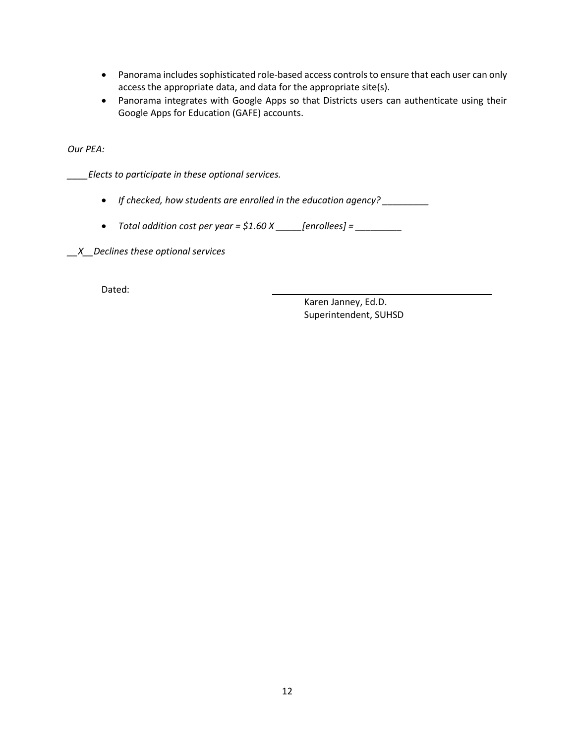- Panorama includes sophisticated role-based access controls to ensure that each user can only access the appropriate data, and data for the appropriate site(s).
- Panorama integrates with Google Apps so that Districts users can authenticate using their Google Apps for Education (GAFE) accounts.

*Our PEA:*

*____Elects to participate in these optional services.*

- *If checked, how students are enrolled in the education agency? _________*
- *Total addition cost per year = $1.60 X _____[enrollees] = _________*

*__X__Declines these optional services*

Dated: ______________________________________________

Karen Janney, Ed.D.
Superintendent, SUHSD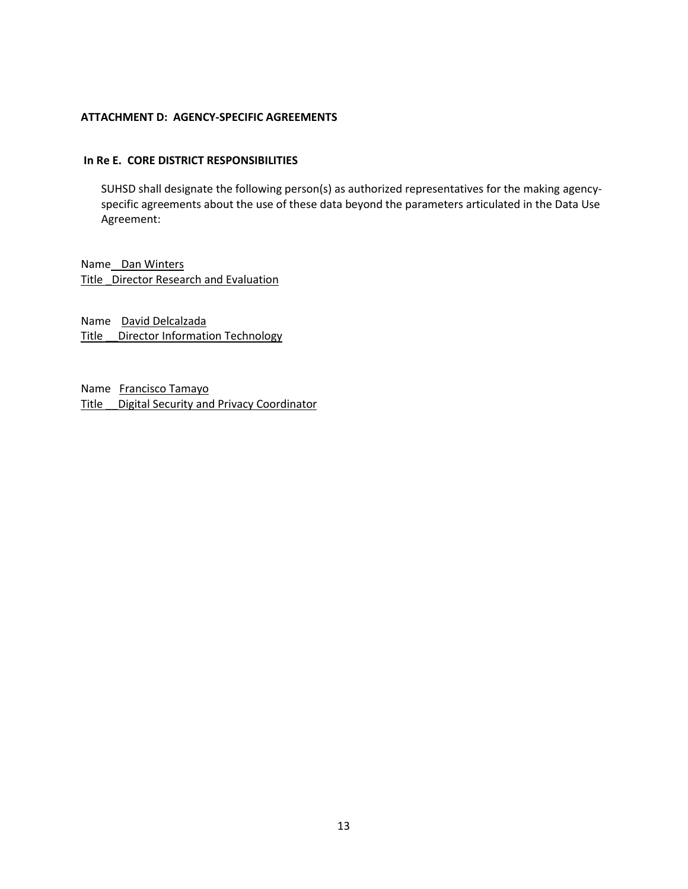**ATTACHMENT D: AGENCY-SPECIFIC AGREEMENTS**

**In Re E. CORE DISTRICT RESPONSIBILITIES**

SUHSD shall designate the following person(s) as authorized representatives for the making agency-specific agreements about the use of these data beyond the parameters articulated in the Data Use Agreement:

Name Dan Winters
Title Director Research and Evaluation

Name David Delcalzada
Title Director Information Technology

Name Francisco Tamayo
Title Digital Security and Privacy Coordinator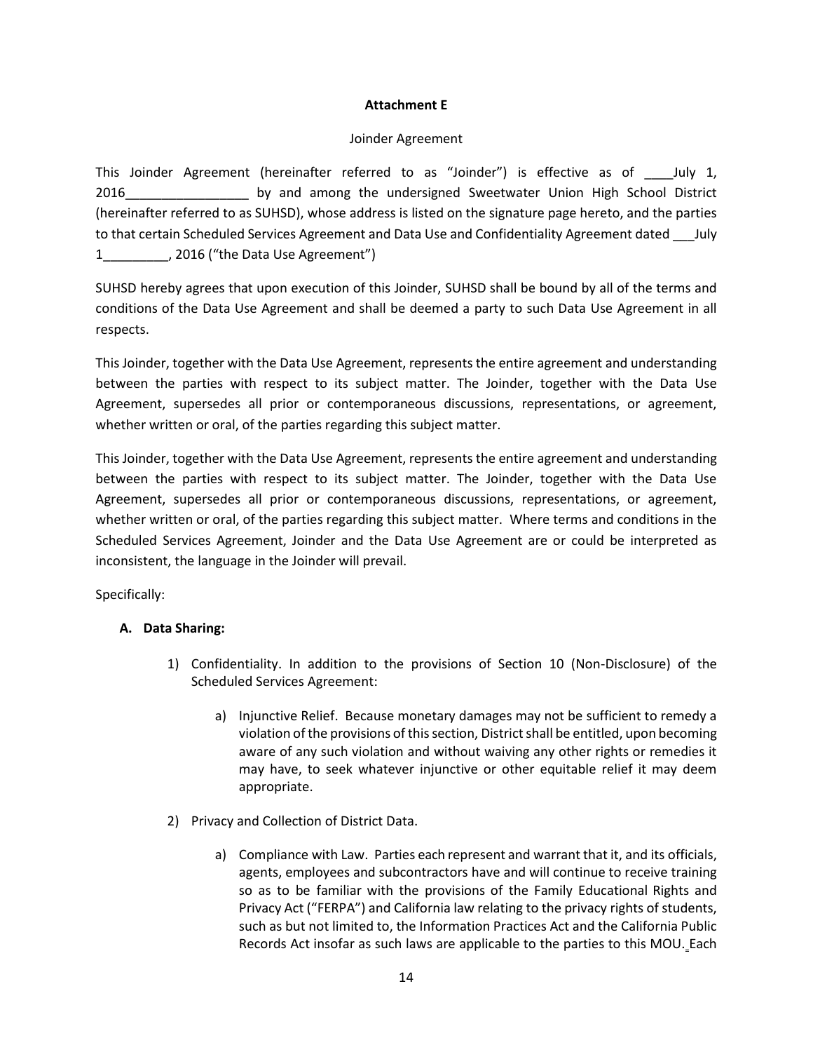**Attachment E**

Joinder Agreement

This Joinder Agreement (hereinafter referred to as "Joinder") is effective as of ____July 1, 2016_________________ by and among the undersigned Sweetwater Union High School District (hereinafter referred to as SUHSD), whose address is listed on the signature page hereto, and the parties to that certain Scheduled Services Agreement and Data Use and Confidentiality Agreement dated ___July 1_________, 2016 ("the Data Use Agreement")

SUHSD hereby agrees that upon execution of this Joinder, SUHSD shall be bound by all of the terms and conditions of the Data Use Agreement and shall be deemed a party to such Data Use Agreement in all respects.

This Joinder, together with the Data Use Agreement, represents the entire agreement and understanding between the parties with respect to its subject matter. The Joinder, together with the Data Use Agreement, supersedes all prior or contemporaneous discussions, representations, or agreement, whether written or oral, of the parties regarding this subject matter.

This Joinder, together with the Data Use Agreement, represents the entire agreement and understanding between the parties with respect to its subject matter. The Joinder, together with the Data Use Agreement, supersedes all prior or contemporaneous discussions, representations, or agreement, whether written or oral, of the parties regarding this subject matter. Where terms and conditions in the Scheduled Services Agreement, Joinder and the Data Use Agreement are or could be interpreted as inconsistent, the language in the Joinder will prevail.

Specifically:

**A. Data Sharing:**

1) Confidentiality. In addition to the provisions of Section 10 (Non-Disclosure) of the Scheduled Services Agreement:

   a) Injunctive Relief. Because monetary damages may not be sufficient to remedy a violation of the provisions of this section, District shall be entitled, upon becoming aware of any such violation and without waiving any other rights or remedies it may have, to seek whatever injunctive or other equitable relief it may deem appropriate.

2) Privacy and Collection of District Data.

   a) Compliance with Law. Parties each represent and warrant that it, and its officials, agents, employees and subcontractors have and will continue to receive training so as to be familiar with the provisions of the Family Educational Rights and Privacy Act ("FERPA") and California law relating to the privacy rights of students, such as but not limited to, the Information Practices Act and the California Public Records Act insofar as such laws are applicable to the parties to this MOU. Each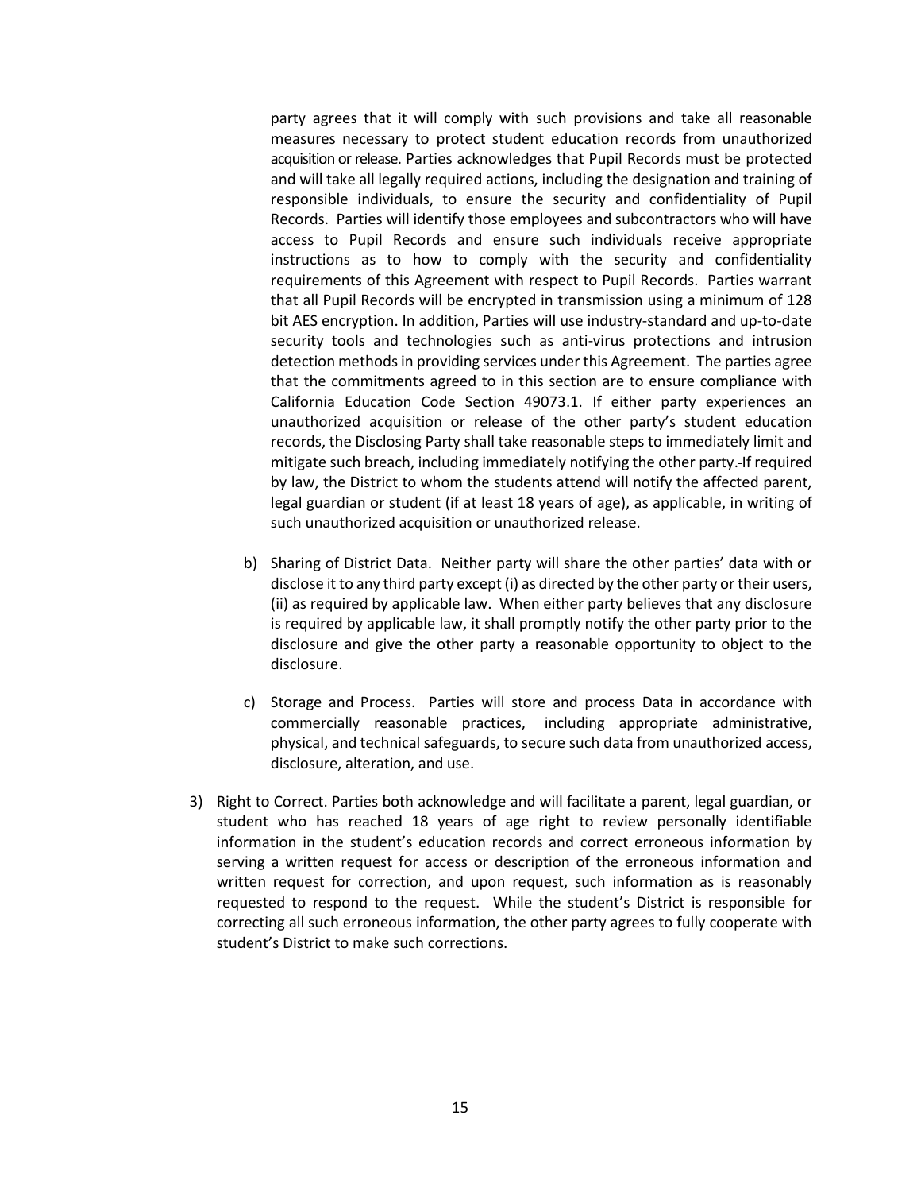party agrees that it will comply with such provisions and take all reasonable measures necessary to protect student education records from unauthorized acquisition or release. Parties acknowledges that Pupil Records must be protected and will take all legally required actions, including the designation and training of responsible individuals, to ensure the security and confidentiality of Pupil Records. Parties will identify those employees and subcontractors who will have access to Pupil Records and ensure such individuals receive appropriate instructions as to how to comply with the security and confidentiality requirements of this Agreement with respect to Pupil Records. Parties warrant that all Pupil Records will be encrypted in transmission using a minimum of 128 bit AES encryption. In addition, Parties will use industry-standard and up-to-date security tools and technologies such as anti-virus protections and intrusion detection methods in providing services under this Agreement. The parties agree that the commitments agreed to in this section are to ensure compliance with California Education Code Section 49073.1. If either party experiences an unauthorized acquisition or release of the other party's student education records, the Disclosing Party shall take reasonable steps to immediately limit and mitigate such breach, including immediately notifying the other party. If required by law, the District to whom the students attend will notify the affected parent, legal guardian or student (if at least 18 years of age), as applicable, in writing of such unauthorized acquisition or unauthorized release.

b) Sharing of District Data. Neither party will share the other parties' data with or disclose it to any third party except (i) as directed by the other party or their users, (ii) as required by applicable law. When either party believes that any disclosure is required by applicable law, it shall promptly notify the other party prior to the disclosure and give the other party a reasonable opportunity to object to the disclosure.

c) Storage and Process. Parties will store and process Data in accordance with commercially reasonable practices, including appropriate administrative, physical, and technical safeguards, to secure such data from unauthorized access, disclosure, alteration, and use.

3) Right to Correct. Parties both acknowledge and will facilitate a parent, legal guardian, or student who has reached 18 years of age right to review personally identifiable information in the student's education records and correct erroneous information by serving a written request for access or description of the erroneous information and written request for correction, and upon request, such information as is reasonably requested to respond to the request. While the student's District is responsible for correcting all such erroneous information, the other party agrees to fully cooperate with student's District to make such corrections.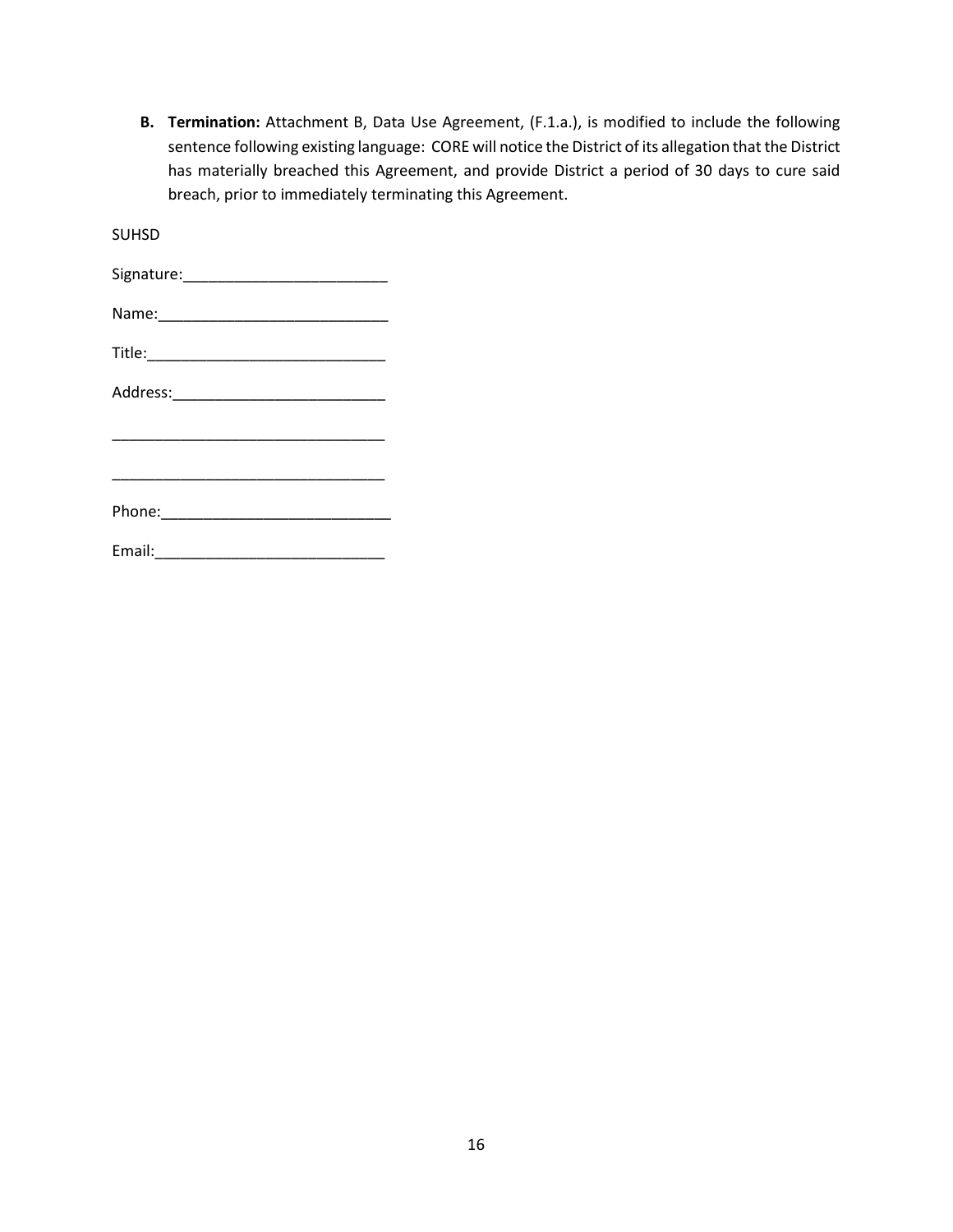**B. Termination:** Attachment B, Data Use Agreement, (F.1.a.), is modified to include the following sentence following existing language: CORE will notice the District of its allegation that the District has materially breached this Agreement, and provide District a period of 30 days to cure said breach, prior to immediately terminating this Agreement.

SUHSD

Signature:________________________

Name:___________________________

Title:____________________________

Address:_________________________

________________________________

________________________________

Phone:___________________________

Email:___________________________